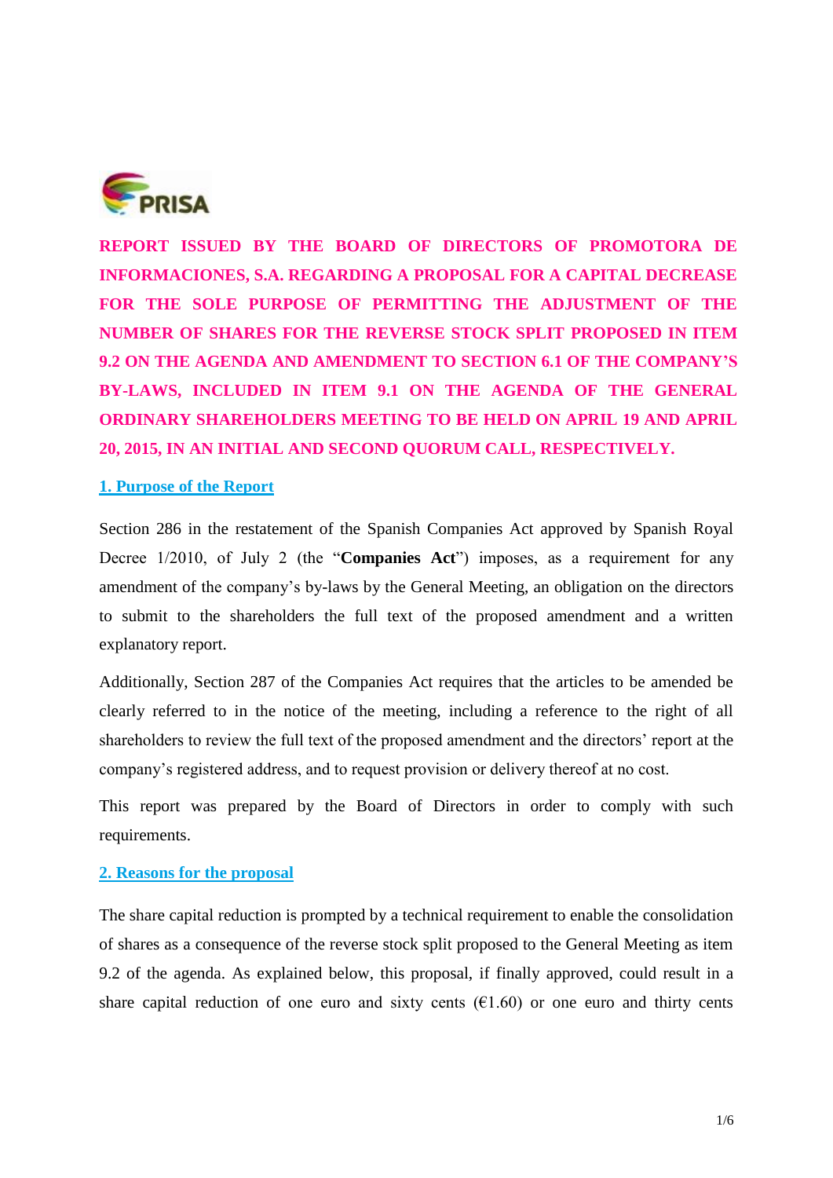# REPORT ISSUED BY THE BOARD OF DIRECTORS OF PROMOTORA DE INFORMACIONES, S.A. REGARDING A PROPOSAL FOR A CAPITAL DECREASE FOR THE SOLE PURPOSE OF PERMITTING THE ADJUSTMENT OF THE NUMBER OF SHARES FOR THE REVERSE STOCK SPLIT PROPOSED IN ITEM 9.2 ON THE AGENDA AND AMENDMENT TO SECTION 6.1 OF THE COMPANY'S BY-LAWS, INCLUDED IN ITEM 9.1 ON THE AGENDA OF THE GENERAL ORDINARY SHAREHOLDERS MEETING TO BE HELD ON APRIL 19 AND APRIL 20, 2015, IN AN INITIAL AND SECOND QUORUM CALL, RESPECTIVELY.

## 1. Purpose of the Report

Section 286 in the restatement of the Spanish Companies Act approved by Spanish Royal Decree 1/2010, of July 2 (the "**Companies Act**") imposes, as a requirement for any amendment of the company's by-laws by the General Meeting, an obligation on the directors to submit to the shareholders the full text of the proposed amendment and a written explanatory report.

Additionally, Section 287 of the Companies Act requires that the articles to be amended be clearly referred to in the notice of the meeting, including a reference to the right of all shareholders to review the full text of the proposed amendment and the directors' report at the company's registered address, and to request provision or delivery thereof at no cost.

This report was prepared by the Board of Directors in order to comply with such requirements.

## 2. Reasons for the proposal

The share capital reduction is prompted by a technical requirement to enable the consolidation of shares as a consequence of the reverse stock split proposed to the General Meeting as item 9.2 of the agenda. As explained below, this proposal, if finally approved, could result in a share capital reduction of one euro and sixty cents (€1.60) or one euro and thirty cents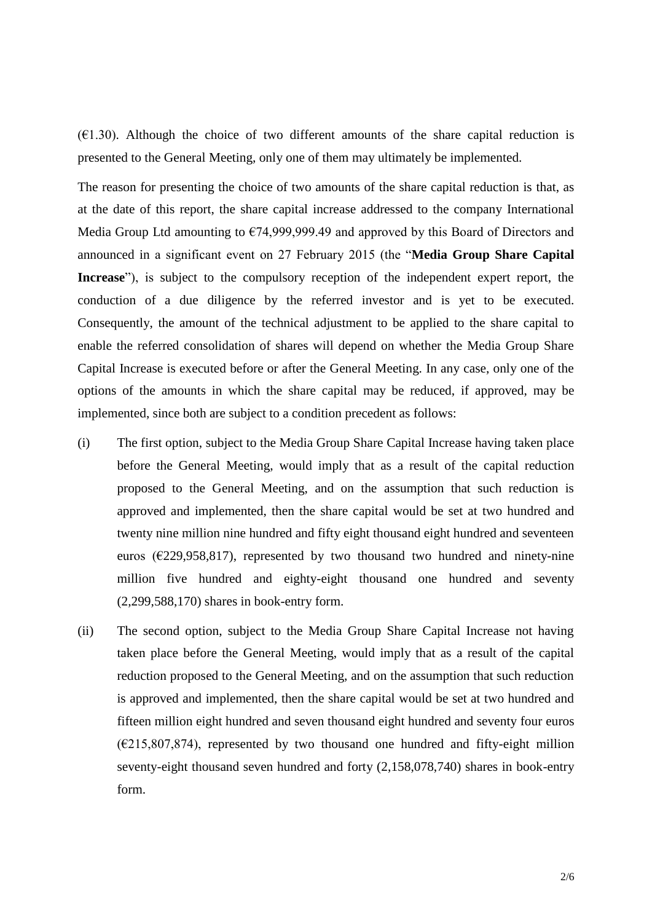(€1.30). Although the choice of two different amounts of the share capital reduction is presented to the General Meeting, only one of them may ultimately be implemented.

The reason for presenting the choice of two amounts of the share capital reduction is that, as at the date of this report, the share capital increase addressed to the company International Media Group Ltd amounting to €74,999,999.49 and approved by this Board of Directors and announced in a significant event on 27 February 2015 (the "**Media Group Share Capital Increase**"), is subject to the compulsory reception of the independent expert report, the conduction of a due diligence by the referred investor and is yet to be executed. Consequently, the amount of the technical adjustment to be applied to the share capital to enable the referred consolidation of shares will depend on whether the Media Group Share Capital Increase is executed before or after the General Meeting. In any case, only one of the options of the amounts in which the share capital may be reduced, if approved, may be implemented, since both are subject to a condition precedent as follows:

(i) The first option, subject to the Media Group Share Capital Increase having taken place before the General Meeting, would imply that as a result of the capital reduction proposed to the General Meeting, and on the assumption that such reduction is approved and implemented, then the share capital would be set at two hundred and twenty nine million nine hundred and fifty eight thousand eight hundred and seventeen euros (€229,958,817), represented by two thousand two hundred and ninety-nine million five hundred and eighty-eight thousand one hundred and seventy (2,299,588,170) shares in book-entry form.

(ii) The second option, subject to the Media Group Share Capital Increase not having taken place before the General Meeting, would imply that as a result of the capital reduction proposed to the General Meeting, and on the assumption that such reduction is approved and implemented, then the share capital would be set at two hundred and fifteen million eight hundred and seven thousand eight hundred and seventy four euros (€215,807,874), represented by two thousand one hundred and fifty-eight million seventy-eight thousand seven hundred and forty (2,158,078,740) shares in book-entry form.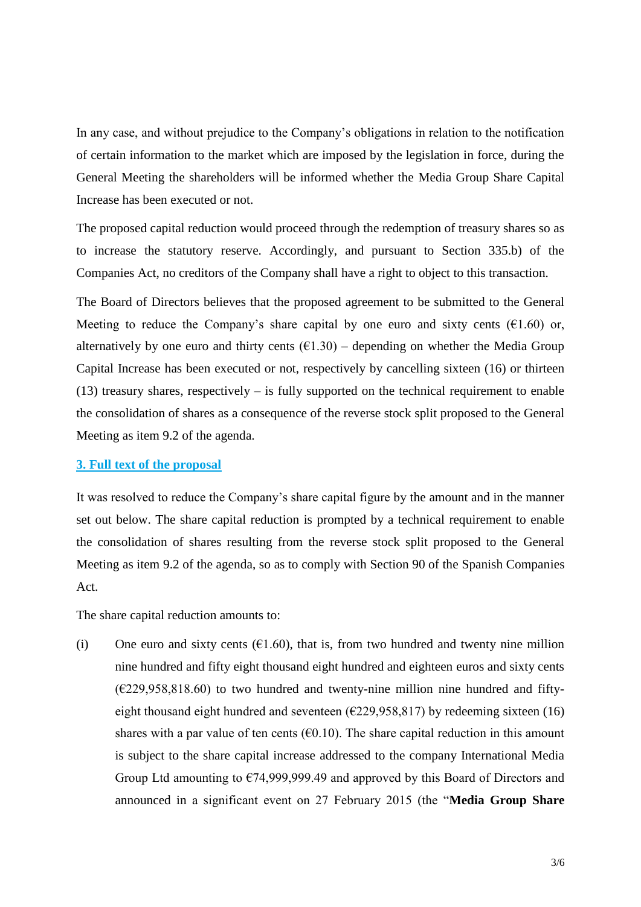In any case, and without prejudice to the Company's obligations in relation to the notification of certain information to the market which are imposed by the legislation in force, during the General Meeting the shareholders will be informed whether the Media Group Share Capital Increase has been executed or not.

The proposed capital reduction would proceed through the redemption of treasury shares so as to increase the statutory reserve. Accordingly, and pursuant to Section 335.b) of the Companies Act, no creditors of the Company shall have a right to object to this transaction.

The Board of Directors believes that the proposed agreement to be submitted to the General Meeting to reduce the Company's share capital by one euro and sixty cents (€1.60) or, alternatively by one euro and thirty cents (€1.30) – depending on whether the Media Group Capital Increase has been executed or not, respectively by cancelling sixteen (16) or thirteen (13) treasury shares, respectively – is fully supported on the technical requirement to enable the consolidation of shares as a consequence of the reverse stock split proposed to the General Meeting as item 9.2 of the agenda.

## 3. Full text of the proposal

It was resolved to reduce the Company's share capital figure by the amount and in the manner set out below. The share capital reduction is prompted by a technical requirement to enable the consolidation of shares resulting from the reverse stock split proposed to the General Meeting as item 9.2 of the agenda, so as to comply with Section 90 of the Spanish Companies Act.

The share capital reduction amounts to:

(i) One euro and sixty cents (€1.60), that is, from two hundred and twenty nine million nine hundred and fifty eight thousand eight hundred and eighteen euros and sixty cents (€229,958,818.60) to two hundred and twenty-nine million nine hundred and fifty-eight thousand eight hundred and seventeen (€229,958,817) by redeeming sixteen (16) shares with a par value of ten cents (€0.10). The share capital reduction in this amount is subject to the share capital increase addressed to the company International Media Group Ltd amounting to €74,999,999.49 and approved by this Board of Directors and announced in a significant event on 27 February 2015 (the "**Media Group Share**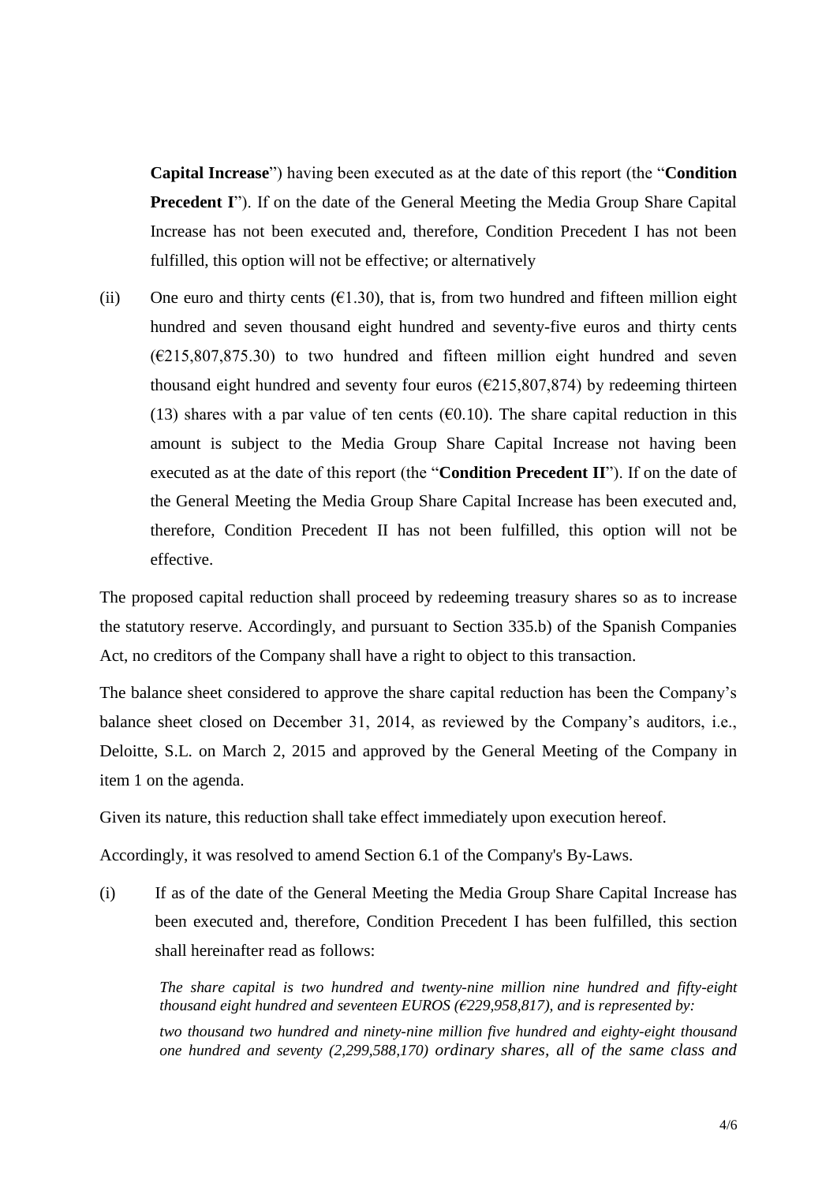**Capital Increase**") having been executed as at the date of this report (the "**Condition Precedent I**"). If on the date of the General Meeting the Media Group Share Capital Increase has not been executed and, therefore, Condition Precedent I has not been fulfilled, this option will not be effective; or alternatively

(ii) One euro and thirty cents (€1.30), that is, from two hundred and fifteen million eight hundred and seven thousand eight hundred and seventy-five euros and thirty cents (€215,807,875.30) to two hundred and fifteen million eight hundred and seven thousand eight hundred and seventy four euros (€215,807,874) by redeeming thirteen (13) shares with a par value of ten cents (€0.10). The share capital reduction in this amount is subject to the Media Group Share Capital Increase not having been executed as at the date of this report (the "**Condition Precedent II**"). If on the date of the General Meeting the Media Group Share Capital Increase has been executed and, therefore, Condition Precedent II has not been fulfilled, this option will not be effective.

The proposed capital reduction shall proceed by redeeming treasury shares so as to increase the statutory reserve. Accordingly, and pursuant to Section 335.b) of the Spanish Companies Act, no creditors of the Company shall have a right to object to this transaction.

The balance sheet considered to approve the share capital reduction has been the Company's balance sheet closed on December 31, 2014, as reviewed by the Company's auditors, i.e., Deloitte, S.L. on March 2, 2015 and approved by the General Meeting of the Company in item 1 on the agenda.

Given its nature, this reduction shall take effect immediately upon execution hereof.

Accordingly, it was resolved to amend Section 6.1 of the Company's By-Laws.

(i) If as of the date of the General Meeting the Media Group Share Capital Increase has been executed and, therefore, Condition Precedent I has been fulfilled, this section shall hereinafter read as follows:

> *The share capital is two hundred and twenty-nine million nine hundred and fifty-eight thousand eight hundred and seventeen EUROS (€229,958,817), and is represented by:*
>
> *two thousand two hundred and ninety-nine million five hundred and eighty-eight thousand one hundred and seventy (2,299,588,170) ordinary shares, all of the same class and*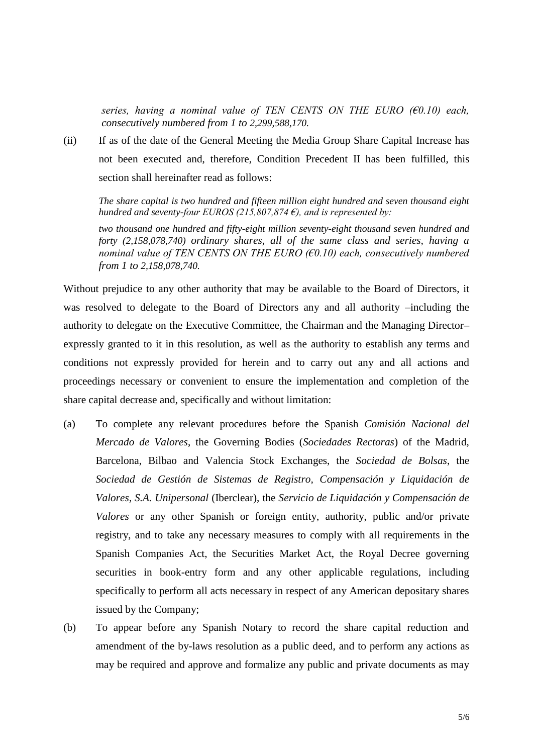*series, having a nominal value of TEN CENTS ON THE EURO (€0.10) each, consecutively numbered from 1 to 2,299,588,170.*

(ii) If as of the date of the General Meeting the Media Group Share Capital Increase has not been executed and, therefore, Condition Precedent II has been fulfilled, this section shall hereinafter read as follows:

*The share capital is two hundred and fifteen million eight hundred and seven thousand eight hundred and seventy-four EUROS (215,807,874 €), and is represented by:*

*two thousand one hundred and fifty-eight million seventy-eight thousand seven hundred and forty (2,158,078,740) ordinary shares, all of the same class and series, having a nominal value of TEN CENTS ON THE EURO (€0.10) each, consecutively numbered from 1 to 2,158,078,740.*

Without prejudice to any other authority that may be available to the Board of Directors, it was resolved to delegate to the Board of Directors any and all authority –including the authority to delegate on the Executive Committee, the Chairman and the Managing Director– expressly granted to it in this resolution, as well as the authority to establish any terms and conditions not expressly provided for herein and to carry out any and all actions and proceedings necessary or convenient to ensure the implementation and completion of the share capital decrease and, specifically and without limitation:

(a) To complete any relevant procedures before the Spanish *Comisión Nacional del Mercado de Valores*, the Governing Bodies (*Sociedades Rectoras*) of the Madrid, Barcelona, Bilbao and Valencia Stock Exchanges, the *Sociedad de Bolsas*, the *Sociedad de Gestión de Sistemas de Registro, Compensación y Liquidación de Valores, S.A. Unipersonal* (Iberclear), the *Servicio de Liquidación y Compensación de Valores* or any other Spanish or foreign entity, authority, public and/or private registry, and to take any necessary measures to comply with all requirements in the Spanish Companies Act, the Securities Market Act, the Royal Decree governing securities in book-entry form and any other applicable regulations, including specifically to perform all acts necessary in respect of any American depositary shares issued by the Company;

(b) To appear before any Spanish Notary to record the share capital reduction and amendment of the by-laws resolution as a public deed, and to perform any actions as may be required and approve and formalize any public and private documents as may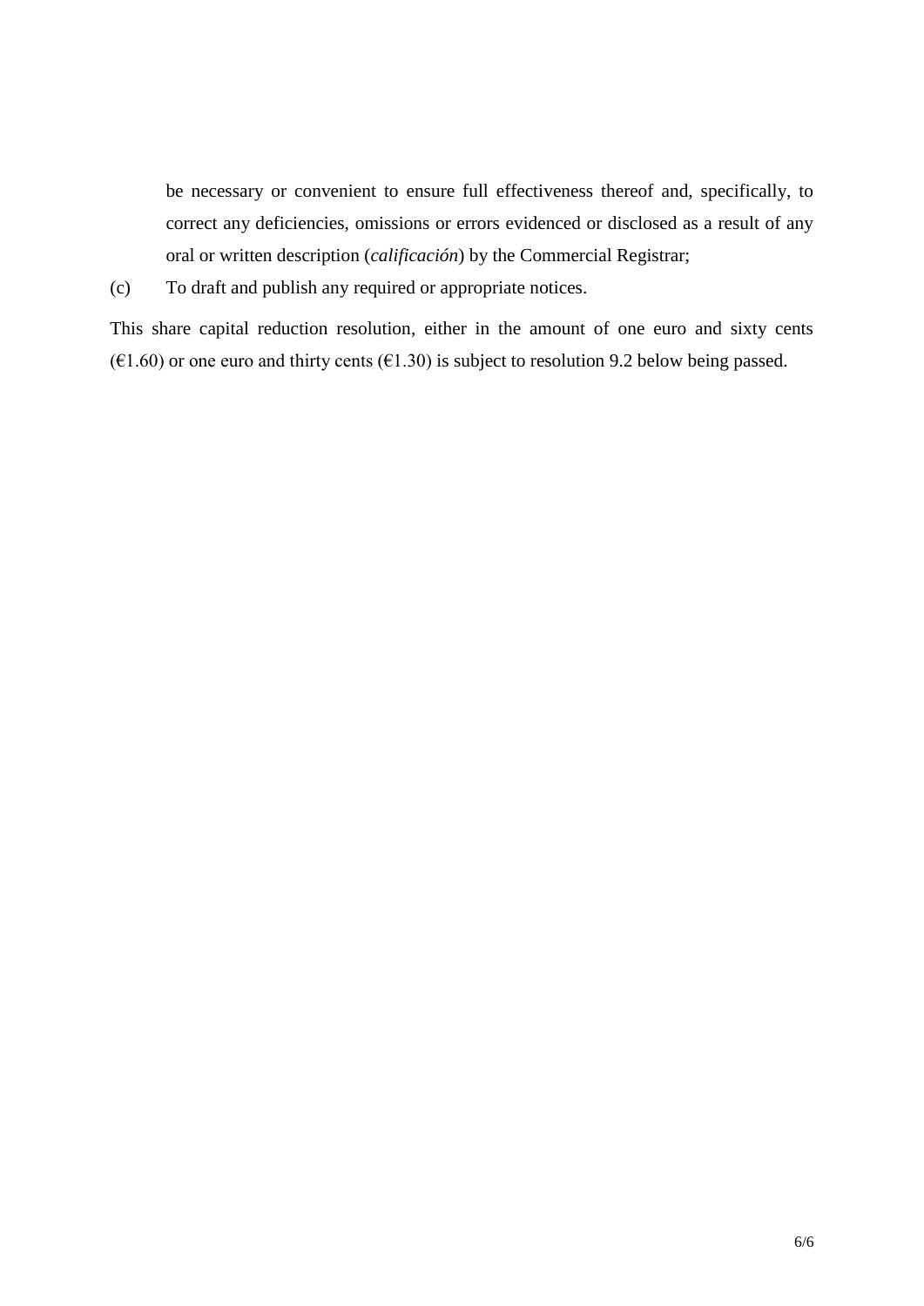be necessary or convenient to ensure full effectiveness thereof and, specifically, to correct any deficiencies, omissions or errors evidenced or disclosed as a result of any oral or written description (*calificación*) by the Commercial Registrar;

(c) To draft and publish any required or appropriate notices.

This share capital reduction resolution, either in the amount of one euro and sixty cents (€1.60) or one euro and thirty cents (€1.30) is subject to resolution 9.2 below being passed.